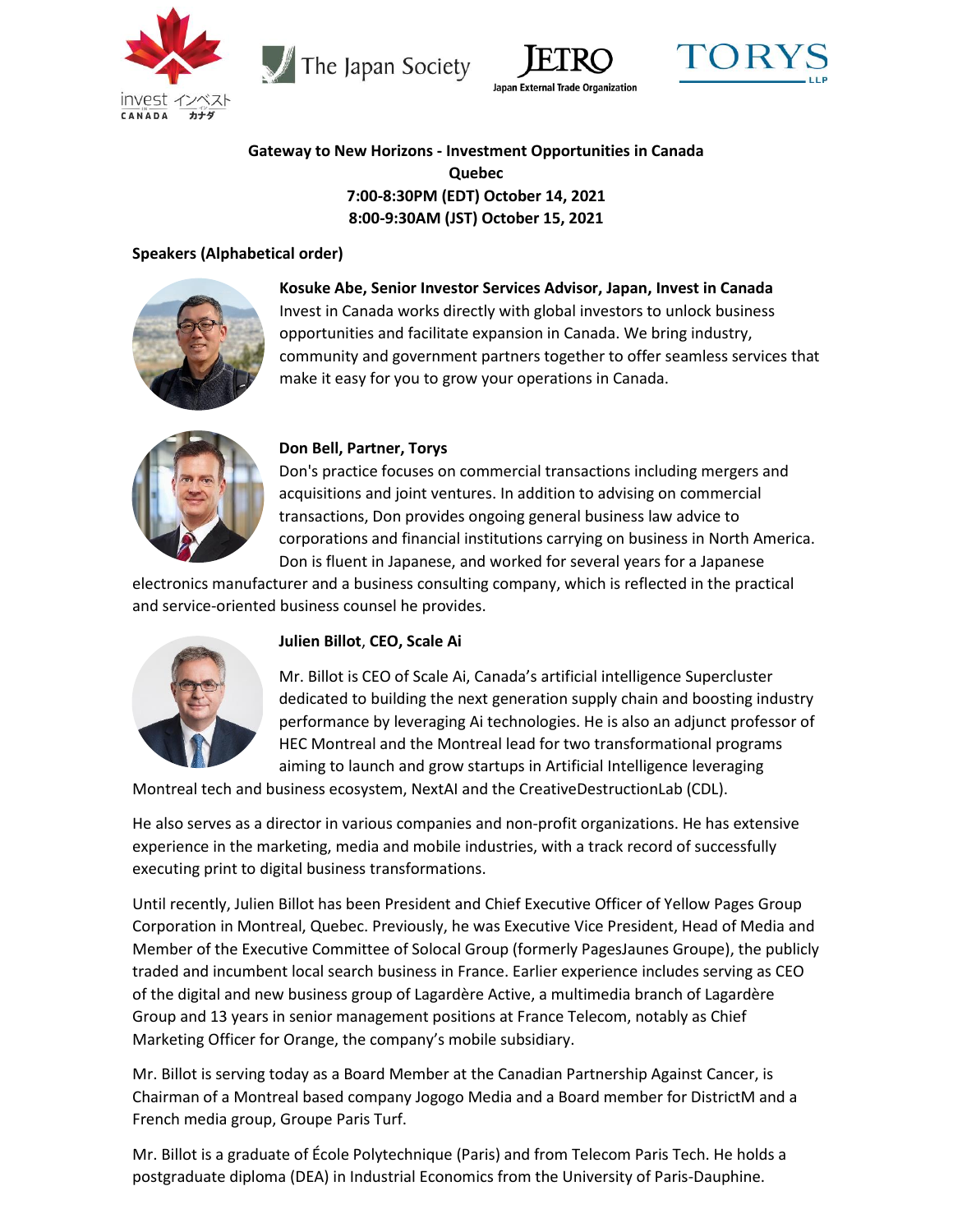**Gateway to New Horizons - Investment Opportunities in Canada**
**Quebec**
**7:00-8:30PM (EDT) October 14, 2021**
**8:00-9:30AM (JST) October 15, 2021**

**Speakers (Alphabetical order)**

**Kosuke Abe, Senior Investor Services Advisor, Japan, Invest in Canada**
Invest in Canada works directly with global investors to unlock business opportunities and facilitate expansion in Canada. We bring industry, community and government partners together to offer seamless services that make it easy for you to grow your operations in Canada.

**Don Bell, Partner, Torys**
Don's practice focuses on commercial transactions including mergers and acquisitions and joint ventures. In addition to advising on commercial transactions, Don provides ongoing general business law advice to corporations and financial institutions carrying on business in North America. Don is fluent in Japanese, and worked for several years for a Japanese electronics manufacturer and a business consulting company, which is reflected in the practical and service-oriented business counsel he provides.

**Julien Billot, CEO, Scale Ai**

Mr. Billot is CEO of Scale Ai, Canada's artificial intelligence Supercluster dedicated to building the next generation supply chain and boosting industry performance by leveraging Ai technologies. He is also an adjunct professor of HEC Montreal and the Montreal lead for two transformational programs aiming to launch and grow startups in Artificial Intelligence leveraging Montreal tech and business ecosystem, NextAI and the CreativeDestructionLab (CDL).

He also serves as a director in various companies and non-profit organizations. He has extensive experience in the marketing, media and mobile industries, with a track record of successfully executing print to digital business transformations.

Until recently, Julien Billot has been President and Chief Executive Officer of Yellow Pages Group Corporation in Montreal, Quebec. Previously, he was Executive Vice President, Head of Media and Member of the Executive Committee of Solocal Group (formerly PagesJaunes Groupe), the publicly traded and incumbent local search business in France. Earlier experience includes serving as CEO of the digital and new business group of Lagardère Active, a multimedia branch of Lagardère Group and 13 years in senior management positions at France Telecom, notably as Chief Marketing Officer for Orange, the company's mobile subsidiary.

Mr. Billot is serving today as a Board Member at the Canadian Partnership Against Cancer, is Chairman of a Montreal based company Jogogo Media and a Board member for DistrictM and a French media group, Groupe Paris Turf.

Mr. Billot is a graduate of École Polytechnique (Paris) and from Telecom Paris Tech. He holds a postgraduate diploma (DEA) in Industrial Economics from the University of Paris-Dauphine.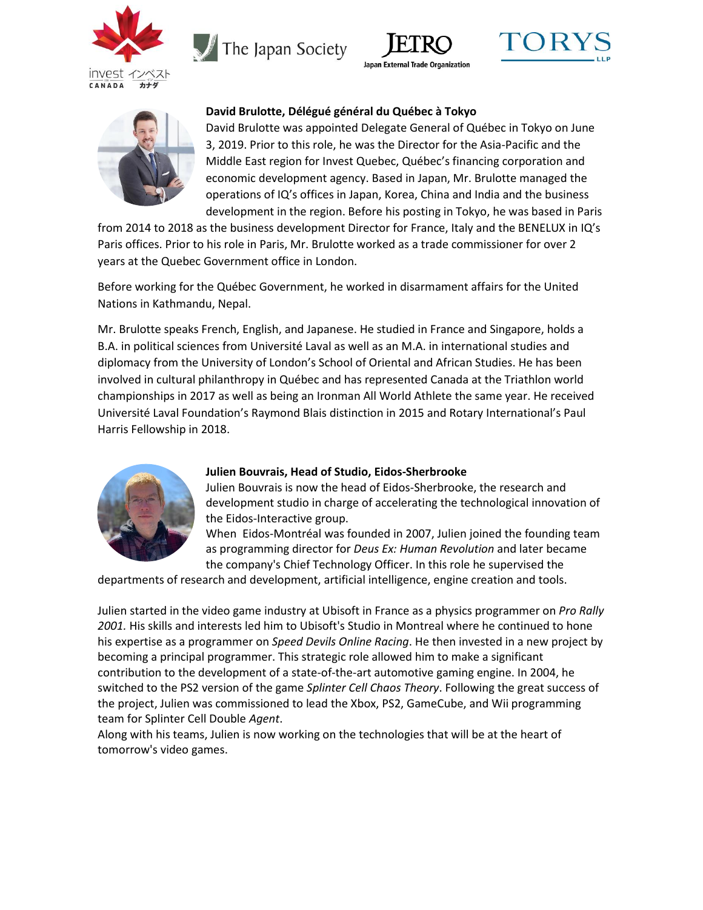**David Brulotte, Délégué général du Québec à Tokyo**

David Brulotte was appointed Delegate General of Québec in Tokyo on June 3, 2019. Prior to this role, he was the Director for the Asia-Pacific and the Middle East region for Invest Quebec, Québec's financing corporation and economic development agency. Based in Japan, Mr. Brulotte managed the operations of IQ's offices in Japan, Korea, China and India and the business development in the region. Before his posting in Tokyo, he was based in Paris from 2014 to 2018 as the business development Director for France, Italy and the BENELUX in IQ's Paris offices. Prior to his role in Paris, Mr. Brulotte worked as a trade commissioner for over 2 years at the Quebec Government office in London.

Before working for the Québec Government, he worked in disarmament affairs for the United Nations in Kathmandu, Nepal.

Mr. Brulotte speaks French, English, and Japanese. He studied in France and Singapore, holds a B.A. in political sciences from Université Laval as well as an M.A. in international studies and diplomacy from the University of London's School of Oriental and African Studies. He has been involved in cultural philanthropy in Québec and has represented Canada at the Triathlon world championships in 2017 as well as being an Ironman All World Athlete the same year. He received Université Laval Foundation's Raymond Blais distinction in 2015 and Rotary International's Paul Harris Fellowship in 2018.

**Julien Bouvrais, Head of Studio, Eidos-Sherbrooke**

Julien Bouvrais is now the head of Eidos-Sherbrooke, the research and development studio in charge of accelerating the technological innovation of the Eidos-Interactive group.

When Eidos-Montréal was founded in 2007, Julien joined the founding team as programming director for *Deus Ex: Human Revolution* and later became the company's Chief Technology Officer. In this role he supervised the departments of research and development, artificial intelligence, engine creation and tools.

Julien started in the video game industry at Ubisoft in France as a physics programmer on *Pro Rally 2001.* His skills and interests led him to Ubisoft's Studio in Montreal where he continued to hone his expertise as a programmer on *Speed Devils Online Racing*. He then invested in a new project by becoming a principal programmer. This strategic role allowed him to make a significant contribution to the development of a state-of-the-art automotive gaming engine. In 2004, he switched to the PS2 version of the game *Splinter Cell Chaos Theory*. Following the great success of the project, Julien was commissioned to lead the Xbox, PS2, GameCube, and Wii programming team for Splinter Cell Double *Agent*.

Along with his teams, Julien is now working on the technologies that will be at the heart of tomorrow's video games.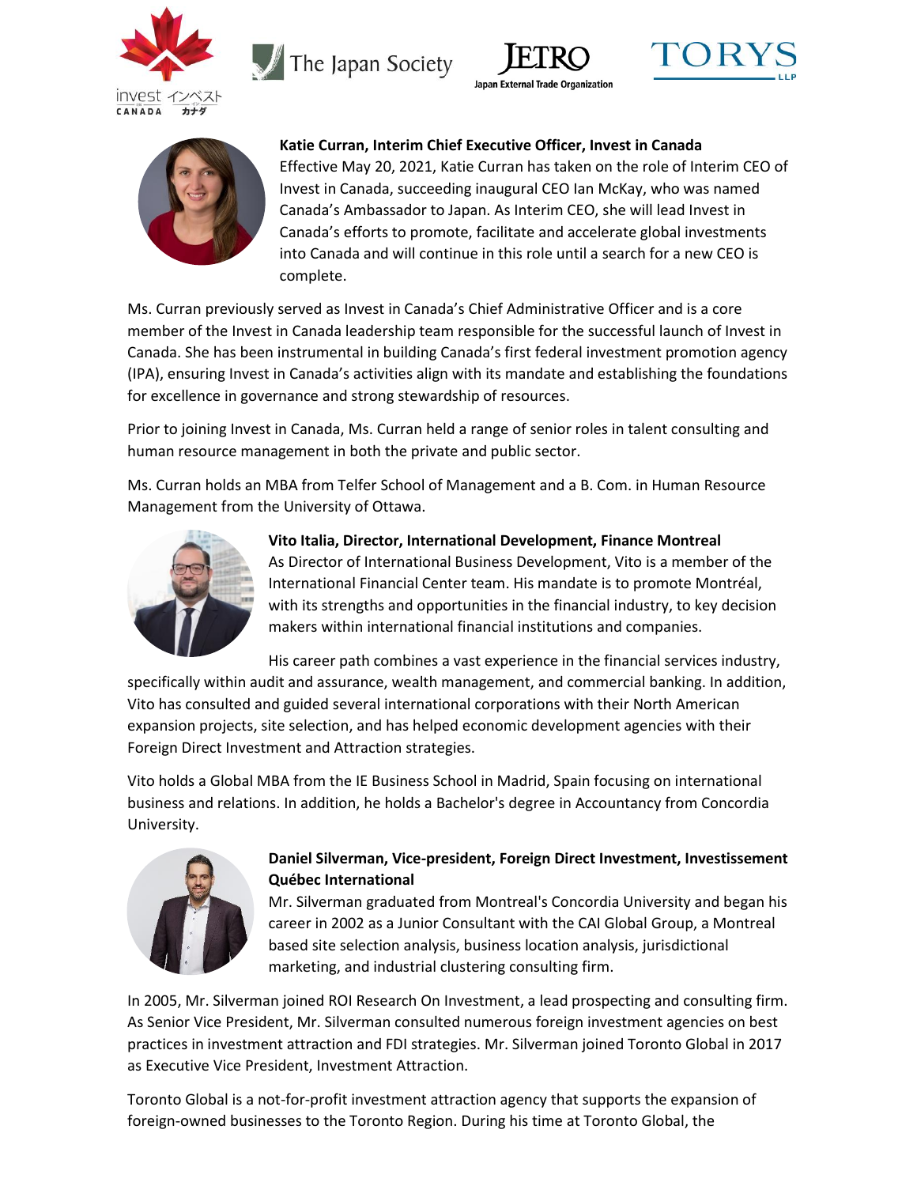**Katie Curran, Interim Chief Executive Officer, Invest in Canada**

Effective May 20, 2021, Katie Curran has taken on the role of Interim CEO of Invest in Canada, succeeding inaugural CEO Ian McKay, who was named Canada's Ambassador to Japan. As Interim CEO, she will lead Invest in Canada's efforts to promote, facilitate and accelerate global investments into Canada and will continue in this role until a search for a new CEO is complete.

Ms. Curran previously served as Invest in Canada's Chief Administrative Officer and is a core member of the Invest in Canada leadership team responsible for the successful launch of Invest in Canada. She has been instrumental in building Canada's first federal investment promotion agency (IPA), ensuring Invest in Canada's activities align with its mandate and establishing the foundations for excellence in governance and strong stewardship of resources.

Prior to joining Invest in Canada, Ms. Curran held a range of senior roles in talent consulting and human resource management in both the private and public sector.

Ms. Curran holds an MBA from Telfer School of Management and a B. Com. in Human Resource Management from the University of Ottawa.

**Vito Italia, Director, International Development, Finance Montreal**

As Director of International Business Development, Vito is a member of the International Financial Center team. His mandate is to promote Montréal, with its strengths and opportunities in the financial industry, to key decision makers within international financial institutions and companies.

His career path combines a vast experience in the financial services industry, specifically within audit and assurance, wealth management, and commercial banking. In addition, Vito has consulted and guided several international corporations with their North American expansion projects, site selection, and has helped economic development agencies with their Foreign Direct Investment and Attraction strategies.

Vito holds a Global MBA from the IE Business School in Madrid, Spain focusing on international business and relations. In addition, he holds a Bachelor's degree in Accountancy from Concordia University.

**Daniel Silverman, Vice-president, Foreign Direct Investment, Investissement Québec International**

Mr. Silverman graduated from Montreal's Concordia University and began his career in 2002 as a Junior Consultant with the CAI Global Group, a Montreal based site selection analysis, business location analysis, jurisdictional marketing, and industrial clustering consulting firm.

In 2005, Mr. Silverman joined ROI Research On Investment, a lead prospecting and consulting firm. As Senior Vice President, Mr. Silverman consulted numerous foreign investment agencies on best practices in investment attraction and FDI strategies. Mr. Silverman joined Toronto Global in 2017 as Executive Vice President, Investment Attraction.

Toronto Global is a not-for-profit investment attraction agency that supports the expansion of foreign-owned businesses to the Toronto Region. During his time at Toronto Global, the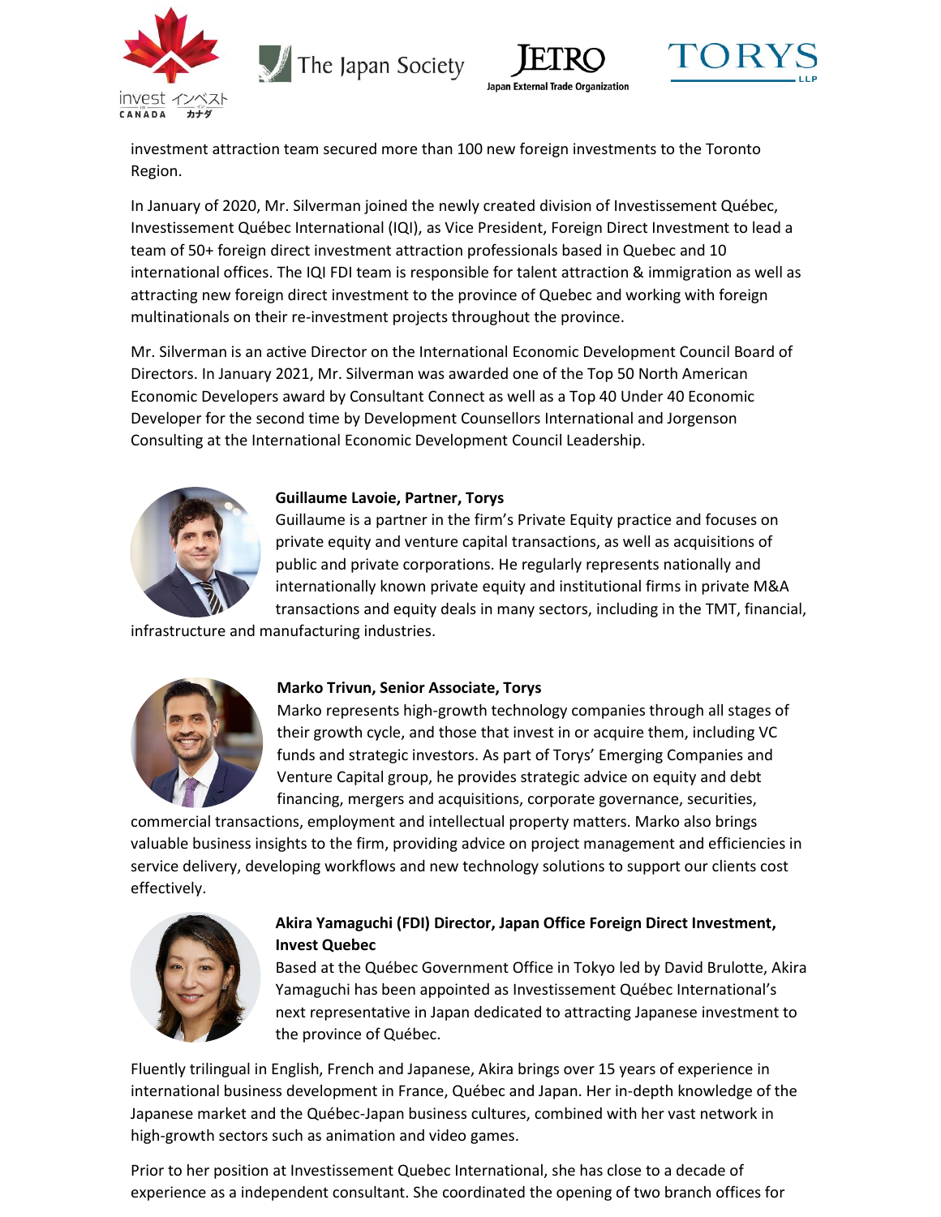investment attraction team secured more than 100 new foreign investments to the Toronto Region.

In January of 2020, Mr. Silverman joined the newly created division of Investissement Québec, Investissement Québec International (IQI), as Vice President, Foreign Direct Investment to lead a team of 50+ foreign direct investment attraction professionals based in Quebec and 10 international offices. The IQI FDI team is responsible for talent attraction & immigration as well as attracting new foreign direct investment to the province of Quebec and working with foreign multinationals on their re-investment projects throughout the province.

Mr. Silverman is an active Director on the International Economic Development Council Board of Directors. In January 2021, Mr. Silverman was awarded one of the Top 50 North American Economic Developers award by Consultant Connect as well as a Top 40 Under 40 Economic Developer for the second time by Development Counsellors International and Jorgenson Consulting at the International Economic Development Council Leadership.

**Guillaume Lavoie, Partner, Torys**

Guillaume is a partner in the firm's Private Equity practice and focuses on private equity and venture capital transactions, as well as acquisitions of public and private corporations. He regularly represents nationally and internationally known private equity and institutional firms in private M&A transactions and equity deals in many sectors, including in the TMT, financial, infrastructure and manufacturing industries.

**Marko Trivun, Senior Associate, Torys**

Marko represents high-growth technology companies through all stages of their growth cycle, and those that invest in or acquire them, including VC funds and strategic investors. As part of Torys' Emerging Companies and Venture Capital group, he provides strategic advice on equity and debt financing, mergers and acquisitions, corporate governance, securities, commercial transactions, employment and intellectual property matters. Marko also brings valuable business insights to the firm, providing advice on project management and efficiencies in service delivery, developing workflows and new technology solutions to support our clients cost effectively.

**Akira Yamaguchi (FDI) Director, Japan Office Foreign Direct Investment, Invest Quebec**

Based at the Québec Government Office in Tokyo led by David Brulotte, Akira Yamaguchi has been appointed as Investissement Québec International's next representative in Japan dedicated to attracting Japanese investment to the province of Québec.

Fluently trilingual in English, French and Japanese, Akira brings over 15 years of experience in international business development in France, Québec and Japan. Her in-depth knowledge of the Japanese market and the Québec-Japan business cultures, combined with her vast network in high-growth sectors such as animation and video games.

Prior to her position at Investissement Quebec International, she has close to a decade of experience as a independent consultant. She coordinated the opening of two branch offices for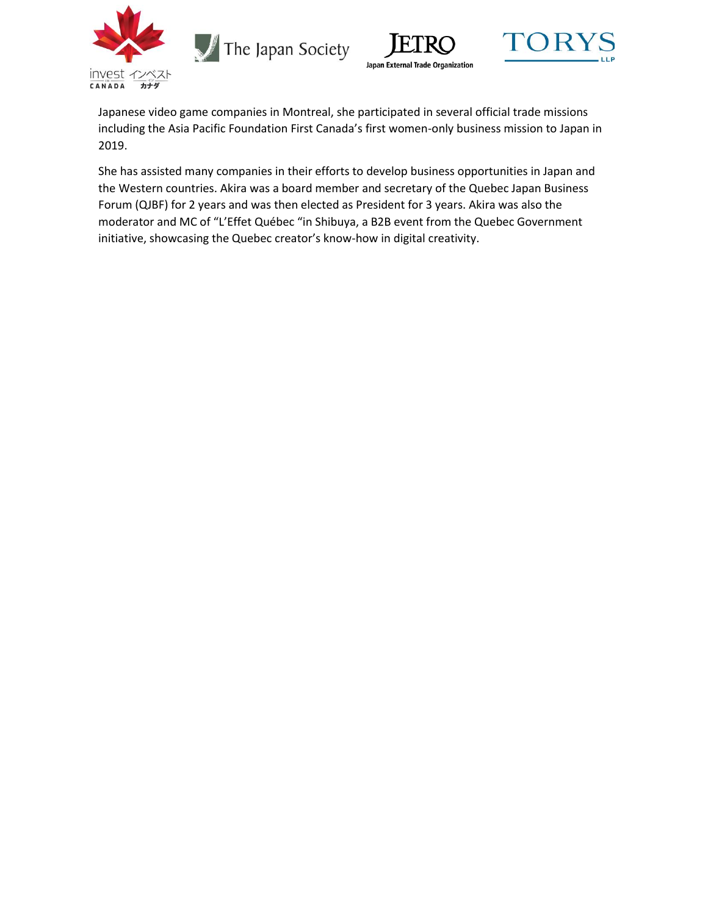Japanese video game companies in Montreal, she participated in several official trade missions including the Asia Pacific Foundation First Canada's first women-only business mission to Japan in 2019.

She has assisted many companies in their efforts to develop business opportunities in Japan and the Western countries. Akira was a board member and secretary of the Quebec Japan Business Forum (QJBF) for 2 years and was then elected as President for 3 years. Akira was also the moderator and MC of "L'Effet Québec "in Shibuya, a B2B event from the Quebec Government initiative, showcasing the Quebec creator's know-how in digital creativity.